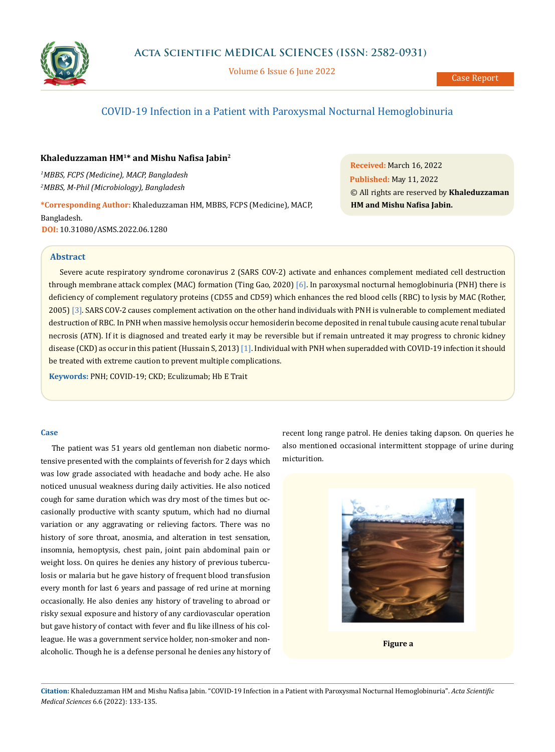# COVID-19 Infection in a Patient with Paroxysmal Nocturnal Hemoglobinuria

**Khaleduzzaman HM[1]* and Mishu Nafisa Jabin[2]**

[1]*MBBS, FCPS (Medicine), MACP, Bangladesh*
[2]*MBBS, M-Phil (Microbiology), Bangladesh*

***Corresponding Author:** Khaleduzzaman HM, MBBS, FCPS (Medicine), MACP, Bangladesh.

**DOI:** 10.31080/ASMS.2022.06.1280

**Received:** March 16, 2022
**Published:** May 11, 2022
© All rights are reserved by **Khaleduzzaman HM and Mishu Nafisa Jabin.**

## Abstract

Severe acute respiratory syndrome coronavirus 2 (SARS COV-2) activate and enhances complement mediated cell destruction through membrane attack complex (MAC) formation (Ting Gao, 2020) [6]. In paroxysmal nocturnal hemoglobinuria (PNH) there is deficiency of complement regulatory proteins (CD55 and CD59) which enhances the red blood cells (RBC) to lysis by MAC (Rother, 2005) [3]. SARS COV-2 causes complement activation on the other hand individuals with PNH is vulnerable to complement mediated destruction of RBC. In PNH when massive hemolysis occur hemosiderin become deposited in renal tubule causing acute renal tubular necrosis (ATN). If it is diagnosed and treated early it may be reversible but if remain untreated it may progress to chronic kidney disease (CKD) as occur in this patient (Hussain S, 2013) [1]. Individual with PNH when superadded with COVID-19 infection it should be treated with extreme caution to prevent multiple complications.

**Keywords:** PNH; COVID-19; CKD; Eculizumab; Hb E Trait

## Case

The patient was 51 years old gentleman non diabetic normotensive presented with the complaints of feverish for 2 days which was low grade associated with headache and body ache. He also noticed unusual weakness during daily activities. He also noticed cough for same duration which was dry most of the times but occasionally productive with scanty sputum, which had no diurnal variation or any aggravating or relieving factors. There was no history of sore throat, anosmia, and alteration in test sensation, insomnia, hemoptysis, chest pain, joint pain abdominal pain or weight loss. On quires he denies any history of previous tuberculosis or malaria but he gave history of frequent blood transfusion every month for last 6 years and passage of red urine at morning occasionally. He also denies any history of traveling to abroad or risky sexual exposure and history of any cardiovascular operation but gave history of contact with fever and flu like illness of his colleague. He was a government service holder, non-smoker and non-alcoholic. Though he is a defense personal he denies any history of recent long range patrol. He denies taking dapson. On queries he also mentioned occasional intermittent stoppage of urine during micturition.

**Figure a**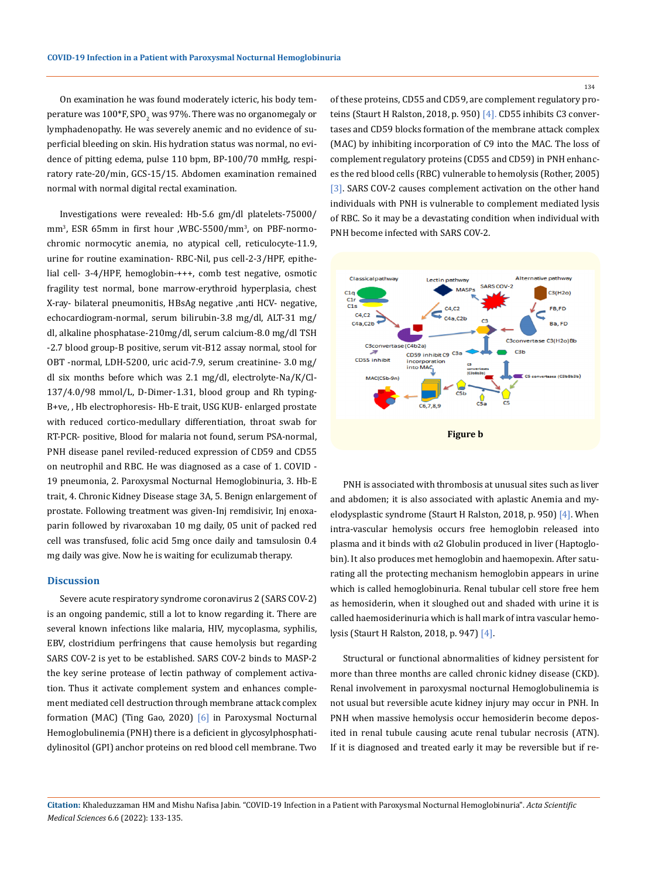On examination he was found moderately icteric, his body temperature was 100*F, $SPO_2$ was 97%. There was no organomegaly or lymphadenopathy. He was severely anemic and no evidence of superficial bleeding on skin. His hydration status was normal, no evidence of pitting edema, pulse 110 bpm, BP-100/70 mmHg, respiratory rate-20/min, GCS-15/15. Abdomen examination remained normal with normal digital rectal examination.

Investigations were revealed: Hb-5.6 gm/dl platelets-75000/$mm^3$, ESR 65mm in first hour ,WBC-5500/$mm^3$, on PBF-normochromic normocytic anemia, no atypical cell, reticulocyte-11.9, urine for routine examination- RBC-Nil, pus cell-2-3 /HPF, epithelial cell- 3-4/HPF, hemoglobin-+++, comb test negative, osmotic fragility test normal, bone marrow-erythroid hyperplasia, chest X-ray- bilateral pneumonitis, HBsAg negative ,anti HCV- negative, echocardiogram-normal, serum bilirubin-3.8 mg/dl, ALT-31 mg/dl, alkaline phosphatase-210mg/dl, serum calcium-8.0 mg/dl TSH -2.7 blood group-B positive, serum vit-B12 assay normal, stool for OBT -normal, LDH-5200, uric acid-7.9, serum creatinine- 3.0 mg/dl six months before which was 2.1 mg/dl, electrolyte-Na/K/Cl-137/4.0/98 mmol/L, D-Dimer-1.31, blood group and Rh typing-B+ve, , Hb electrophoresis- Hb-E trait, USG KUB- enlarged prostate with reduced cortico-medullary differentiation, throat swab for RT-PCR- positive, Blood for malaria not found, serum PSA-normal, PNH disease panel reviled-reduced expression of CD59 and CD55 on neutrophil and RBC. He was diagnosed as a case of 1. COVID - 19 pneumonia, 2. Paroxysmal Nocturnal Hemoglobinuria, 3. Hb-E trait, 4. Chronic Kidney Disease stage 3A, 5. Benign enlargement of prostate. Following treatment was given-Inj remdisivir, Inj enoxaparin followed by rivaroxaban 10 mg daily, 05 unit of packed red cell was transfused, folic acid 5mg once daily and tamsulosin 0.4 mg daily was give. Now he is waiting for eculizumab therapy.

## Discussion

Severe acute respiratory syndrome coronavirus 2 (SARS COV-2) is an ongoing pandemic, still a lot to know regarding it. There are several known infections like malaria, HIV, mycoplasma, syphilis, EBV, clostridium perfringens that cause hemolysis but regarding SARS COV-2 is yet to be established. SARS COV-2 binds to MASP-2 the key serine protease of lectin pathway of complement activation. Thus it activate complement system and enhances complement mediated cell destruction through membrane attack complex formation (MAC) (Ting Gao, 2020) [6] in Paroxysmal Nocturnal Hemoglobulinemia (PNH) there is a deficient in glycosylphosphatidylinositol (GPI) anchor proteins on red blood cell membrane. Two of these proteins, CD55 and CD59, are complement regulatory proteins (Staurt H Ralston, 2018, p. 950) [4]. CD55 inhibits C3 convertases and CD59 blocks formation of the membrane attack complex (MAC) by inhibiting incorporation of C9 into the MAC. The loss of complement regulatory proteins (CD55 and CD59) in PNH enhances the red blood cells (RBC) vulnerable to hemolysis (Rother, 2005) [3]. SARS COV-2 causes complement activation on the other hand individuals with PNH is vulnerable to complement mediated lysis of RBC. So it may be a devastating condition when individual with PNH become infected with SARS COV-2.

**Figure b**

PNH is associated with thrombosis at unusual sites such as liver and abdomen; it is also associated with aplastic Anemia and myelodysplastic syndrome (Staurt H Ralston, 2018, p. 950) [4]. When intra-vascular hemolysis occurs free hemoglobin released into plasma and it binds with α2 Globulin produced in liver (Haptoglobin). It also produces met hemoglobin and haemopexin. After saturating all the protecting mechanism hemoglobin appears in urine which is called hemoglobinuria. Renal tubular cell store free hem as hemosiderin, when it sloughed out and shaded with urine it is called haemosiderinuria which is hall mark of intra vascular hemolysis (Staurt H Ralston, 2018, p. 947) [4].

Structural or functional abnormalities of kidney persistent for more than three months are called chronic kidney disease (CKD). Renal involvement in paroxysmal nocturnal Hemoglobulinemia is not usual but reversible acute kidney injury may occur in PNH. In PNH when massive hemolysis occur hemosiderin become deposited in renal tubule causing acute renal tubular necrosis (ATN). If it is diagnosed and treated early it may be reversible but if re-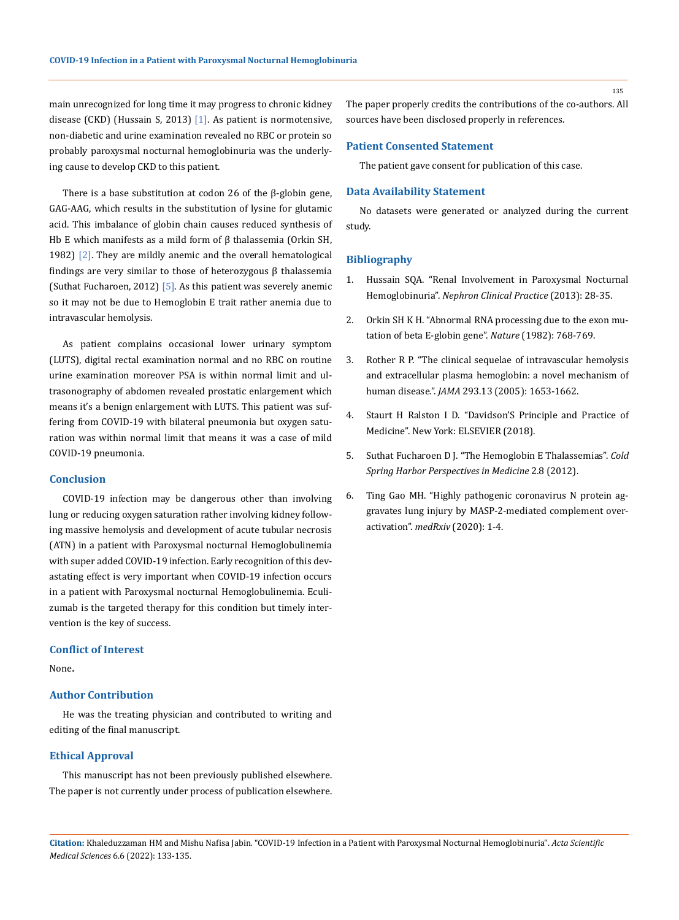main unrecognized for long time it may progress to chronic kidney disease (CKD) (Hussain S, 2013) [1]. As patient is normotensive, non-diabetic and urine examination revealed no RBC or protein so probably paroxysmal nocturnal hemoglobinuria was the underlying cause to develop CKD to this patient.

There is a base substitution at codon 26 of the β-globin gene, GAG-AAG, which results in the substitution of lysine for glutamic acid. This imbalance of globin chain causes reduced synthesis of Hb E which manifests as a mild form of β thalassemia (Orkin SH, 1982) [2]. They are mildly anemic and the overall hematological findings are very similar to those of heterozygous β thalassemia (Suthat Fucharoen, 2012) [5]. As this patient was severely anemic so it may not be due to Hemoglobin E trait rather anemia due to intravascular hemolysis.

As patient complains occasional lower urinary symptom (LUTS), digital rectal examination normal and no RBC on routine urine examination moreover PSA is within normal limit and ultrasonography of abdomen revealed prostatic enlargement which means it's a benign enlargement with LUTS. This patient was suffering from COVID-19 with bilateral pneumonia but oxygen saturation was within normal limit that means it was a case of mild COVID-19 pneumonia.

## Conclusion

COVID-19 infection may be dangerous other than involving lung or reducing oxygen saturation rather involving kidney following massive hemolysis and development of acute tubular necrosis (ATN) in a patient with Paroxysmal nocturnal Hemoglobulinemia with super added COVID-19 infection. Early recognition of this devastating effect is very important when COVID-19 infection occurs in a patient with Paroxysmal nocturnal Hemoglobulinemia. Eculizumab is the targeted therapy for this condition but timely intervention is the key of success.

## Conflict of Interest

None**.**

## Author Contribution

He was the treating physician and contributed to writing and editing of the final manuscript.

## Ethical Approval

This manuscript has not been previously published elsewhere. The paper is not currently under process of publication elsewhere. The paper properly credits the contributions of the co-authors. All sources have been disclosed properly in references.

## Patient Consented Statement

The patient gave consent for publication of this case.

## Data Availability Statement

No datasets were generated or analyzed during the current study.

## Bibliography

1. Hussain SQA. "Renal Involvement in Paroxysmal Nocturnal Hemoglobinuria". *Nephron Clinical Practice* (2013): 28-35.
2. Orkin SH K H. "Abnormal RNA processing due to the exon mutation of beta E-globin gene". *Nature* (1982): 768-769.
3. Rother R P. "The clinical sequelae of intravascular hemolysis and extracellular plasma hemoglobin: a novel mechanism of human disease.". *JAMA* 293.13 (2005): 1653-1662.
4. Staurt H Ralston I D. "Davidson'S Principle and Practice of Medicine". New York: ELSEVIER (2018).
5. Suthat Fucharoen D J. "The Hemoglobin E Thalassemias". *Cold Spring Harbor Perspectives in Medicine* 2.8 (2012).
6. Ting Gao MH. "Highly pathogenic coronavirus N protein aggravates lung injury by MASP-2-mediated complement overactivation". *medRxiv* (2020): 1-4.